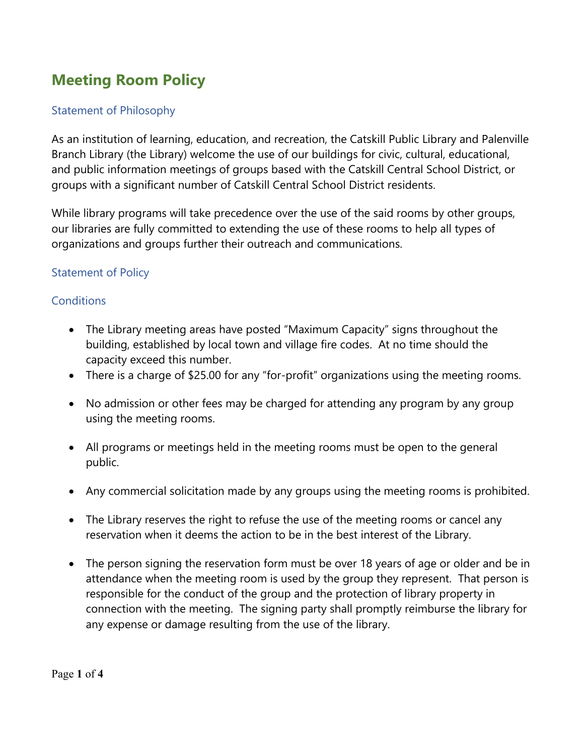# Meeting Room Policy

## Statement of Philosophy

As an institution of learning, education, and recreation, the Catskill Public Library and Palenville Branch Library (the Library) welcome the use of our buildings for civic, cultural, educational, and public information meetings of groups based with the Catskill Central School District, or groups with a significant number of Catskill Central School District residents.

While library programs will take precedence over the use of the said rooms by other groups, our libraries are fully committed to extending the use of these rooms to help all types of organizations and groups further their outreach and communications.

## Statement of Policy

## Conditions

- The Library meeting areas have posted "Maximum Capacity" signs throughout the building, established by local town and village fire codes. At no time should the capacity exceed this number.
- There is a charge of $25.00 for any "for-profit" organizations using the meeting rooms.
- No admission or other fees may be charged for attending any program by any group using the meeting rooms.
- All programs or meetings held in the meeting rooms must be open to the general public.
- Any commercial solicitation made by any groups using the meeting rooms is prohibited.
- The Library reserves the right to refuse the use of the meeting rooms or cancel any reservation when it deems the action to be in the best interest of the Library.
- The person signing the reservation form must be over 18 years of age or older and be in attendance when the meeting room is used by the group they represent. That person is responsible for the conduct of the group and the protection of library property in connection with the meeting. The signing party shall promptly reimburse the library for any expense or damage resulting from the use of the library.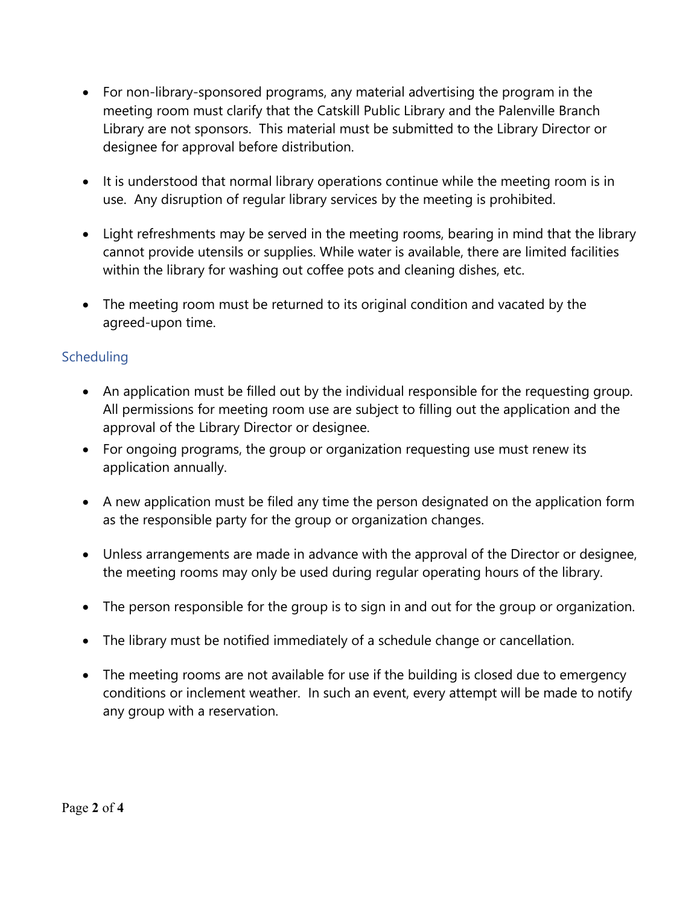- For non-library-sponsored programs, any material advertising the program in the meeting room must clarify that the Catskill Public Library and the Palenville Branch Library are not sponsors. This material must be submitted to the Library Director or designee for approval before distribution.

- It is understood that normal library operations continue while the meeting room is in use. Any disruption of regular library services by the meeting is prohibited.

- Light refreshments may be served in the meeting rooms, bearing in mind that the library cannot provide utensils or supplies. While water is available, there are limited facilities within the library for washing out coffee pots and cleaning dishes, etc.

- The meeting room must be returned to its original condition and vacated by the agreed-upon time.

## Scheduling

- An application must be filled out by the individual responsible for the requesting group. All permissions for meeting room use are subject to filling out the application and the approval of the Library Director or designee.
- For ongoing programs, the group or organization requesting use must renew its application annually.

- A new application must be filed any time the person designated on the application form as the responsible party for the group or organization changes.

- Unless arrangements are made in advance with the approval of the Director or designee, the meeting rooms may only be used during regular operating hours of the library.

- The person responsible for the group is to sign in and out for the group or organization.

- The library must be notified immediately of a schedule change or cancellation.

- The meeting rooms are not available for use if the building is closed due to emergency conditions or inclement weather. In such an event, every attempt will be made to notify any group with a reservation.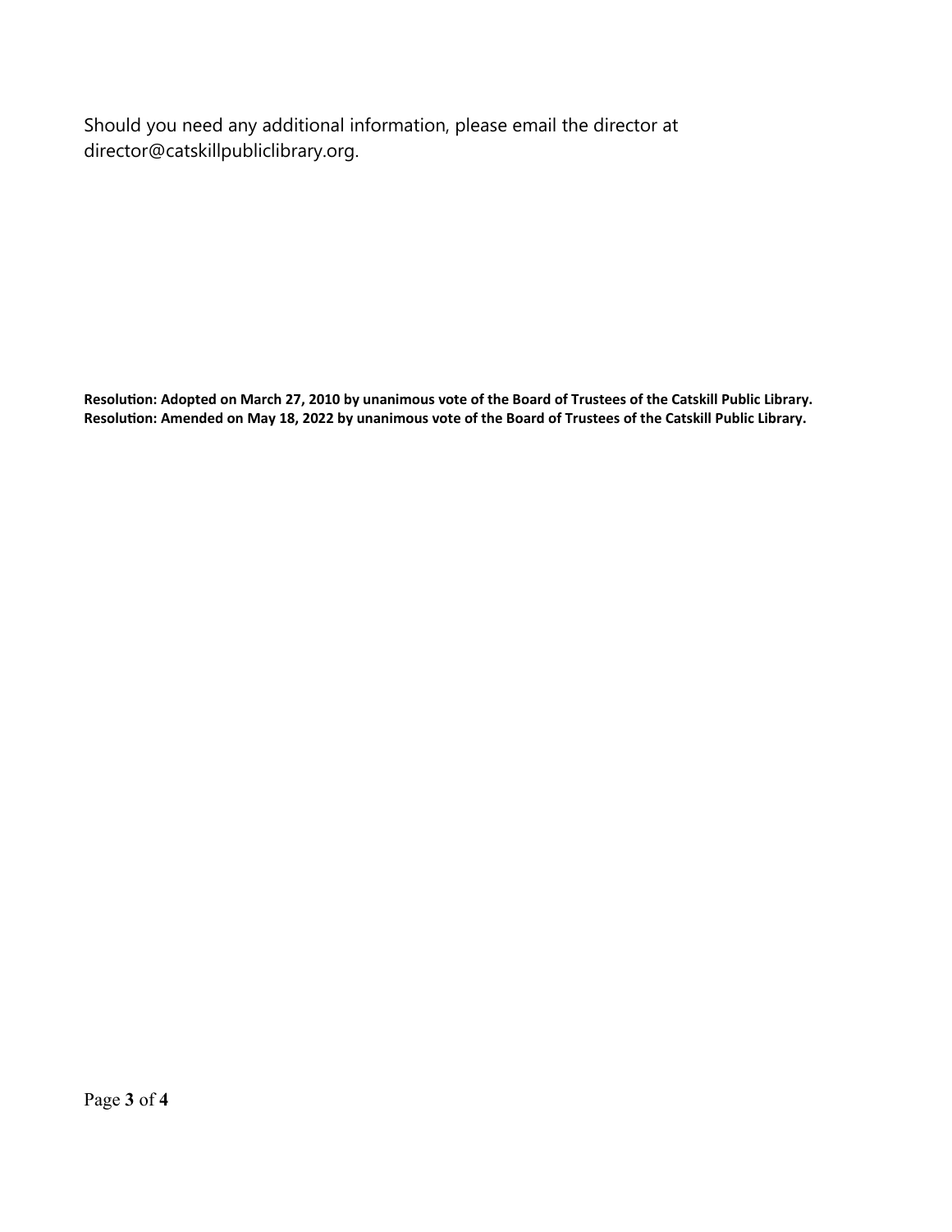Should you need any additional information, please email the director at director@catskillpubliclibrary.org.

**Resolution: Adopted on March 27, 2010 by unanimous vote of the Board of Trustees of the Catskill Public Library.**
**Resolution: Amended on May 18, 2022 by unanimous vote of the Board of Trustees of the Catskill Public Library.**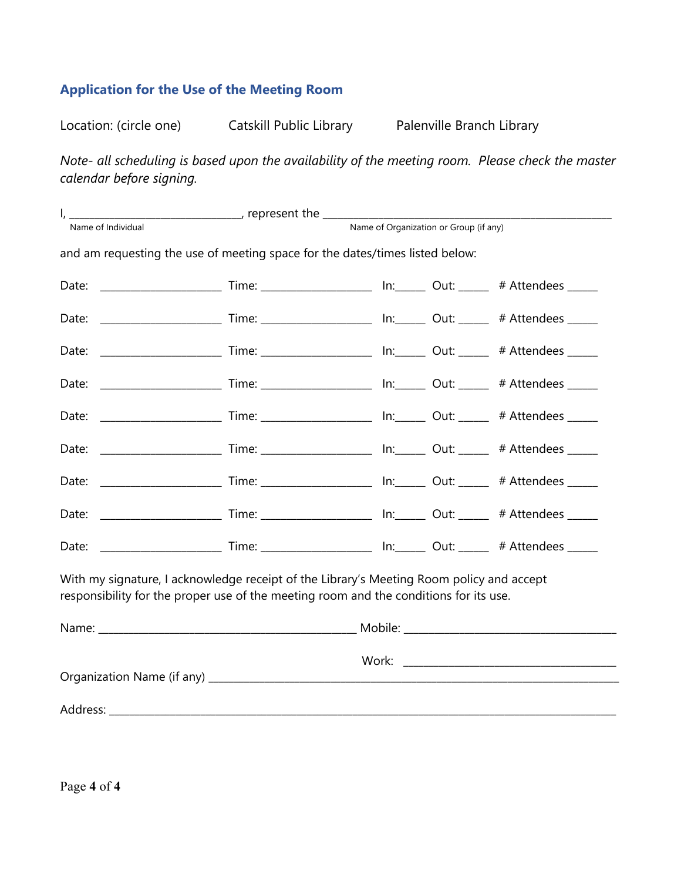## Application for the Use of the Meeting Room

Location: (circle one) Catskill Public Library Palenville Branch Library

*Note- all scheduling is based upon the availability of the meeting room. Please check the master calendar before signing.*

I, ______________________________, represent the ________________________________________________
Name of Individual Name of Organization or Group (if any)

and am requesting the use of meeting space for the dates/times listed below:

Date: ____________________ Time: __________________ In:_____ Out: _____ # Attendees _____

Date: ____________________ Time: __________________ In:_____ Out: _____ # Attendees _____

Date: ____________________ Time: __________________ In:_____ Out: _____ # Attendees _____

Date: ____________________ Time: __________________ In:_____ Out: _____ # Attendees _____

Date: ____________________ Time: __________________ In:_____ Out: _____ # Attendees _____

Date: ____________________ Time: __________________ In:_____ Out: _____ # Attendees _____

Date: ____________________ Time: __________________ In:_____ Out: _____ # Attendees _____

Date: ____________________ Time: __________________ In:_____ Out: _____ # Attendees _____

Date: ____________________ Time: __________________ In:_____ Out: _____ # Attendees _____

With my signature, I acknowledge receipt of the Library's Meeting Room policy and accept responsibility for the proper use of the meeting room and the conditions for its use.

Name: ____________________________________________ Mobile: ____________________________________

Work: ____________________________________

Organization Name (if any) ________________________________________________________________________

Address: ____________________________________________________________________________________